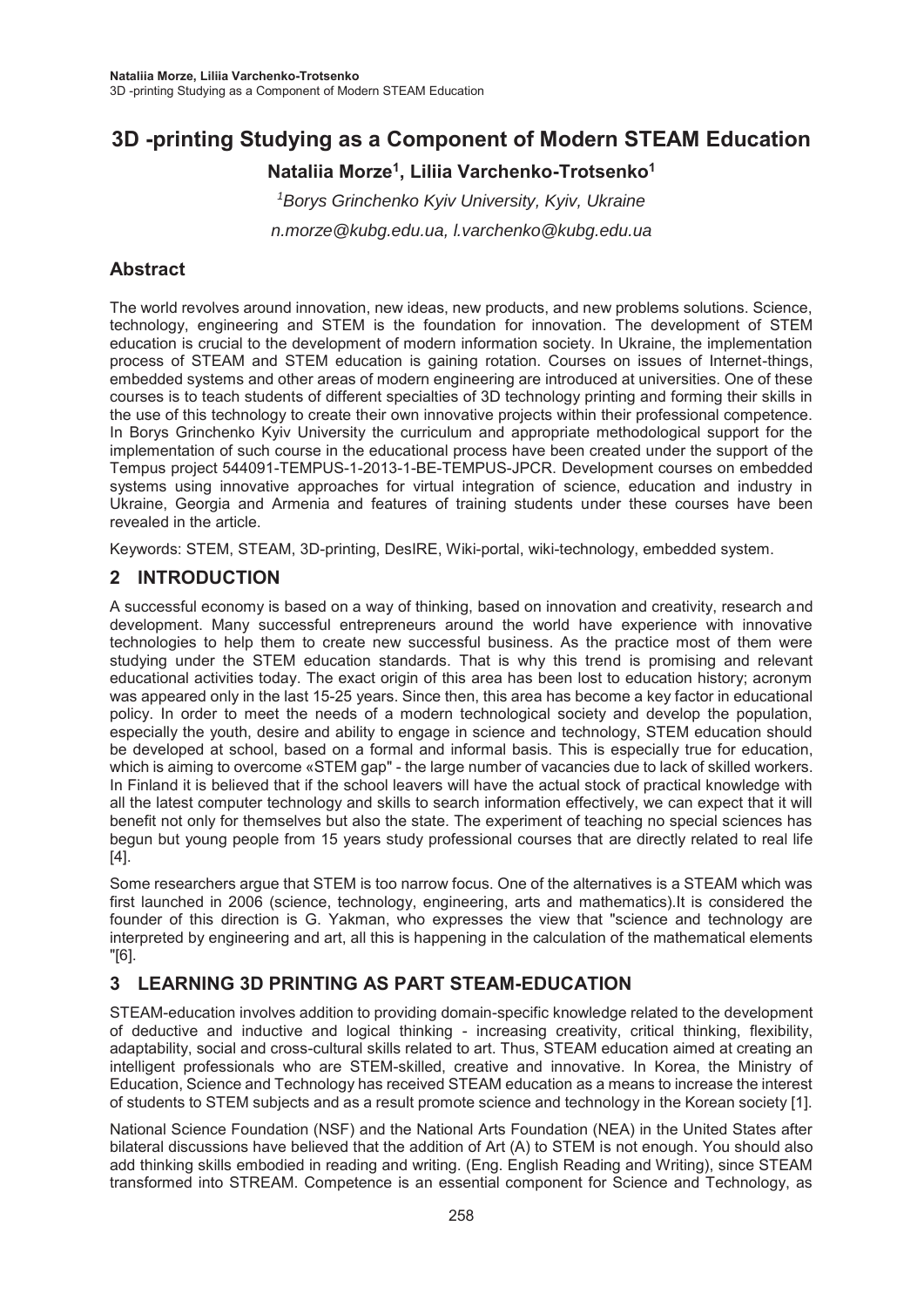# 3D -printing Studying as a Component of Modern STEAM Education

**Nataliia Morze[1], Liliia Varchenko-Trotsenko[1]**

*[1]Borys Grinchenko Kyiv University, Kyiv, Ukraine*

*n.morze@kubg.edu.ua, l.varchenko@kubg.edu.ua*

## Abstract

The world revolves around innovation, new ideas, new products, and new problems solutions. Science, technology, engineering and STEM is the foundation for innovation. The development of STEM education is crucial to the development of modern information society. In Ukraine, the implementation process of STEAM and STEM education is gaining rotation. Courses on issues of Internet-things, embedded systems and other areas of modern engineering are introduced at universities. One of these courses is to teach students of different specialties of 3D technology printing and forming their skills in the use of this technology to create their own innovative projects within their professional competence. In Borys Grinchenko Kyiv University the curriculum and appropriate methodological support for the implementation of such course in the educational process have been created under the support of the Tempus project 544091-TEMPUS-1-2013-1-BE-TEMPUS-JPCR. Development courses on embedded systems using innovative approaches for virtual integration of science, education and industry in Ukraine, Georgia and Armenia and features of training students under these courses have been revealed in the article.

Keywords: STEM, STEAM, 3D-printing, DesIRE, Wiki-portal, wiki-technology, embedded system.

## 2 INTRODUCTION

A successful economy is based on a way of thinking, based on innovation and creativity, research and development. Many successful entrepreneurs around the world have experience with innovative technologies to help them to create new successful business. As the practice most of them were studying under the STEM education standards. That is why this trend is promising and relevant educational activities today. The exact origin of this area has been lost to education history; acronym was appeared only in the last 15-25 years. Since then, this area has become a key factor in educational policy. In order to meet the needs of a modern technological society and develop the population, especially the youth, desire and ability to engage in science and technology, STEM education should be developed at school, based on a formal and informal basis. This is especially true for education, which is aiming to overcome «STEM gap" - the large number of vacancies due to lack of skilled workers. In Finland it is believed that if the school leavers will have the actual stock of practical knowledge with all the latest computer technology and skills to search information effectively, we can expect that it will benefit not only for themselves but also the state. The experiment of teaching no special sciences has begun but young people from 15 years study professional courses that are directly related to real life [4].

Some researchers argue that STEM is too narrow focus. One of the alternatives is a STEAM which was first launched in 2006 (science, technology, engineering, arts and mathematics).It is considered the founder of this direction is G. Yakman, who expresses the view that "science and technology are interpreted by engineering and art, all this is happening in the calculation of the mathematical elements "[6].

## 3 LEARNING 3D PRINTING AS PART STEAM-EDUCATION

STEAM-education involves addition to providing domain-specific knowledge related to the development of deductive and inductive and logical thinking - increasing creativity, critical thinking, flexibility, adaptability, social and cross-cultural skills related to art. Thus, STEAM education aimed at creating an intelligent professionals who are STEM-skilled, creative and innovative. In Korea, the Ministry of Education, Science and Technology has received STEAM education as a means to increase the interest of students to STEM subjects and as a result promote science and technology in the Korean society [1].

National Science Foundation (NSF) and the National Arts Foundation (NEA) in the United States after bilateral discussions have believed that the addition of Art (A) to STEM is not enough. You should also add thinking skills embodied in reading and writing. (Eng. English Reading and Writing), since STEAM transformed into STREAM. Competence is an essential component for Science and Technology, as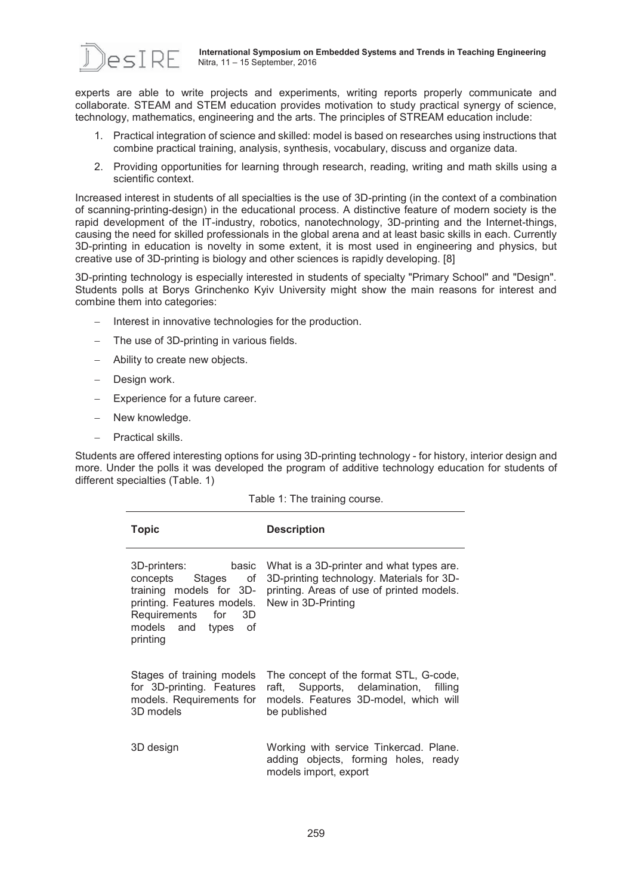experts are able to write projects and experiments, writing reports properly communicate and collaborate. STEAM and STEM education provides motivation to study practical synergy of science, technology, mathematics, engineering and the arts. The principles of STREAM education include:

1. Practical integration of science and skilled: model is based on researches using instructions that combine practical training, analysis, synthesis, vocabulary, discuss and organize data.
2. Providing opportunities for learning through research, reading, writing and math skills using a scientific context.

Increased interest in students of all specialties is the use of 3D-printing (in the context of a combination of scanning-printing-design) in the educational process. A distinctive feature of modern society is the rapid development of the IT-industry, robotics, nanotechnology, 3D-printing and the Internet-things, causing the need for skilled professionals in the global arena and at least basic skills in each. Currently 3D-printing in education is novelty in some extent, it is most used in engineering and physics, but creative use of 3D-printing is biology and other sciences is rapidly developing. [8]

3D-printing technology is especially interested in students of specialty "Primary School" and "Design". Students polls at Borys Grinchenko Kyiv University might show the main reasons for interest and combine them into categories:

- Interest in innovative technologies for the production.
- The use of 3D-printing in various fields.
- Ability to create new objects.
- Design work.
- Experience for a future career.
- New knowledge.
- Practical skills.

Students are offered interesting options for using 3D-printing technology - for history, interior design and more. Under the polls it was developed the program of additive technology education for students of different specialties (Table. 1)

Table 1: The training course.

| Topic | Description |
|---|---|
| 3D-printers: basic concepts Stages of training models for 3D-printing. Features models. Requirements for 3D models and types of printing | What is a 3D-printer and what types are. 3D-printing technology. Materials for 3D-printing. Areas of use of printed models. New in 3D-Printing |
| Stages of training models for 3D-printing. Features models. Requirements for 3D models | The concept of the format STL, G-code, raft, Supports, delamination, filling models. Features 3D-model, which will be published |
| 3D design | Working with service Tinkercad. Plane. adding objects, forming holes, ready models import, export |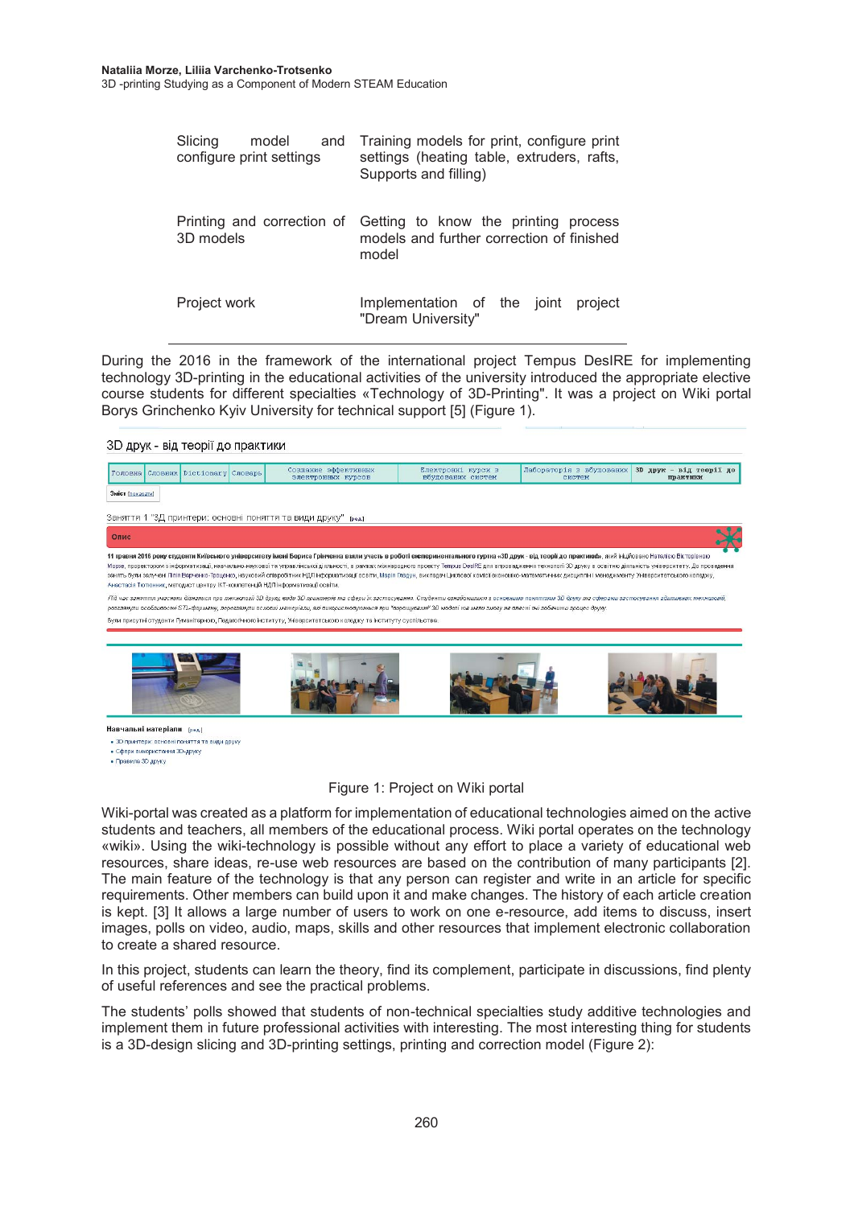| | |
|---|---|
| Slicing model and configure print settings | Training models for print, configure print settings (heating table, extruders, rafts, Supports and filling) |
| Printing and correction of 3D models | Getting to know the printing process models and further correction of finished model |
| Project work | Implementation of the joint project "Dream University" |

During the 2016 in the framework of the international project Tempus DesIRE for implementing technology 3D-printing in the educational activities of the university introduced the appropriate elective course students for different specialties «Technology of 3D-Printing". It was a project on Wiki portal Borys Grinchenko Kyiv University for technical support [5] (Figure 1).

Figure 1: Project on Wiki portal

Wiki-portal was created as a platform for implementation of educational technologies aimed on the active students and teachers, all members of the educational process. Wiki portal operates on the technology «wiki». Using the wiki-technology is possible without any effort to place a variety of educational web resources, share ideas, re-use web resources are based on the contribution of many participants [2]. The main feature of the technology is that any person can register and write in an article for specific requirements. Other members can build upon it and make changes. The history of each article creation is kept. [3] It allows a large number of users to work on one e-resource, add items to discuss, insert images, polls on video, audio, maps, skills and other resources that implement electronic collaboration to create a shared resource.

In this project, students can learn the theory, find its complement, participate in discussions, find plenty of useful references and see the practical problems.

The students' polls showed that students of non-technical specialties study additive technologies and implement them in future professional activities with interesting. The most interesting thing for students is a 3D-design slicing and 3D-printing settings, printing and correction model (Figure 2):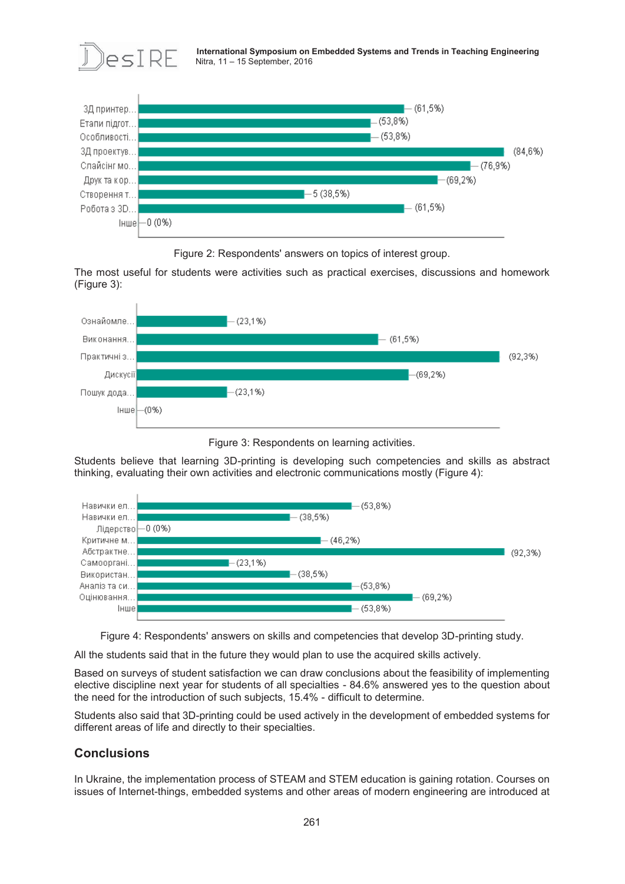Figure 2: Respondents' answers on topics of interest group.

The most useful for students were activities such as practical exercises, discussions and homework (Figure 3):

Figure 3: Respondents on learning activities.

Students believe that learning 3D-printing is developing such competencies and skills as abstract thinking, evaluating their own activities and electronic communications mostly (Figure 4):

Figure 4: Respondents' answers on skills and competencies that develop 3D-printing study.

All the students said that in the future they would plan to use the acquired skills actively.

Based on surveys of student satisfaction we can draw conclusions about the feasibility of implementing elective discipline next year for students of all specialties - 84.6% answered yes to the question about the need for the introduction of such subjects, 15.4% - difficult to determine.

Students also said that 3D-printing could be used actively in the development of embedded systems for different areas of life and directly to their specialties.

## Conclusions

In Ukraine, the implementation process of STEAM and STEM education is gaining rotation. Courses on issues of Internet-things, embedded systems and other areas of modern engineering are introduced at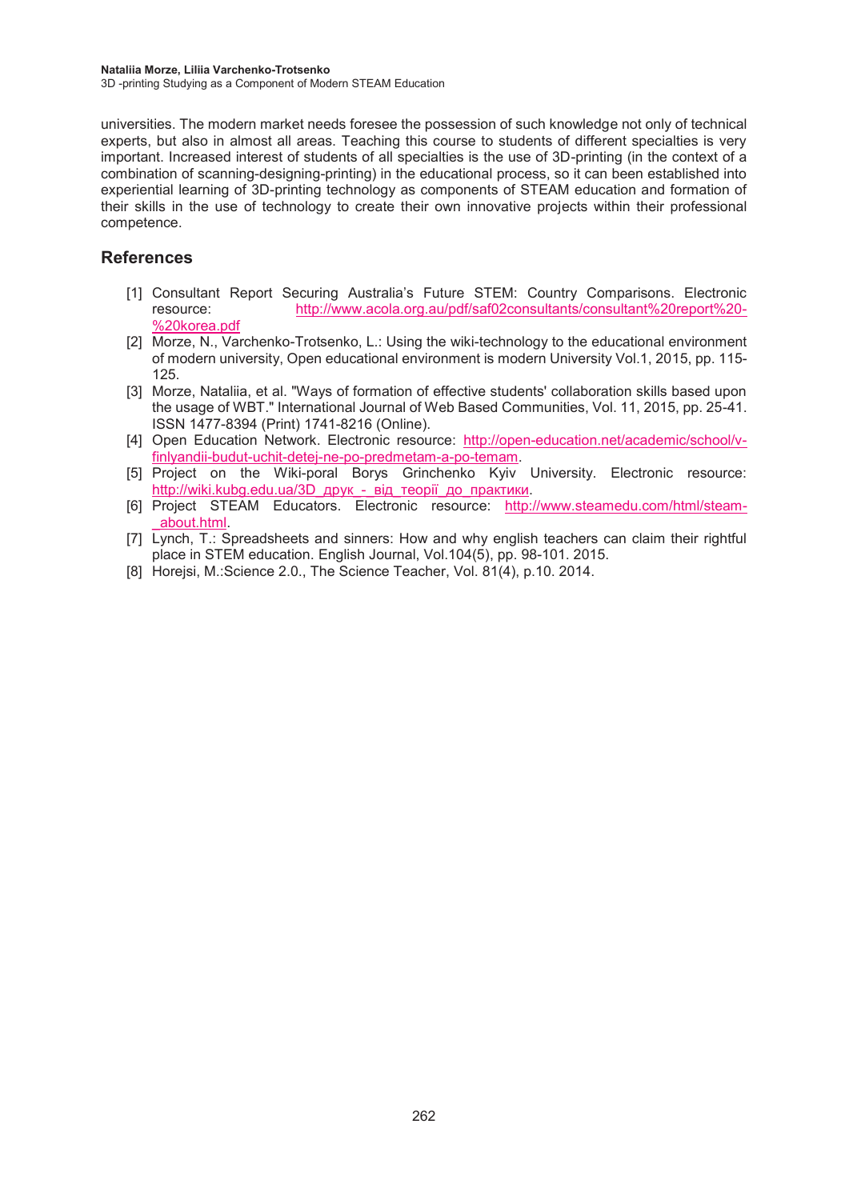universities. The modern market needs foresee the possession of such knowledge not only of technical experts, but also in almost all areas. Teaching this course to students of different specialties is very important. Increased interest of students of all specialties is the use of 3D-printing (in the context of a combination of scanning-designing-printing) in the educational process, so it can been established into experiential learning of 3D-printing technology as components of STEAM education and formation of their skills in the use of technology to create their own innovative projects within their professional competence.

## References

[1] Consultant Report Securing Australia's Future STEM: Country Comparisons. Electronic resource: http://www.acola.org.au/pdf/saf02consultants/consultant%20report%20-%20korea.pdf

[2] Morze, N., Varchenko-Trotsenko, L.: Using the wiki-technology to the educational environment of modern university, Open educational environment is modern University Vol.1, 2015, pp. 115-125.

[3] Morze, Nataliia, et al. "Ways of formation of effective students' collaboration skills based upon the usage of WBT." International Journal of Web Based Communities, Vol. 11, 2015, pp. 25-41. ISSN 1477-8394 (Print) 1741-8216 (Online).

[4] Open Education Network. Electronic resource: http://open-education.net/academic/school/v-finlyandii-budut-uchit-detej-ne-po-predmetam-a-po-temam.

[5] Project on the Wiki-poral Borys Grinchenko Kyiv University. Electronic resource: http://wiki.kubg.edu.ua/3D_друк_-_від_теорії_до_практики.

[6] Project STEAM Educators. Electronic resource: http://www.steamedu.com/html/steam-_about.html.

[7] Lynch, T.: Spreadsheets and sinners: How and why english teachers can claim their rightful place in STEM education. English Journal, Vol.104(5), pp. 98-101. 2015.

[8] Horejsi, M.:Science 2.0., The Science Teacher, Vol. 81(4), p.10. 2014.